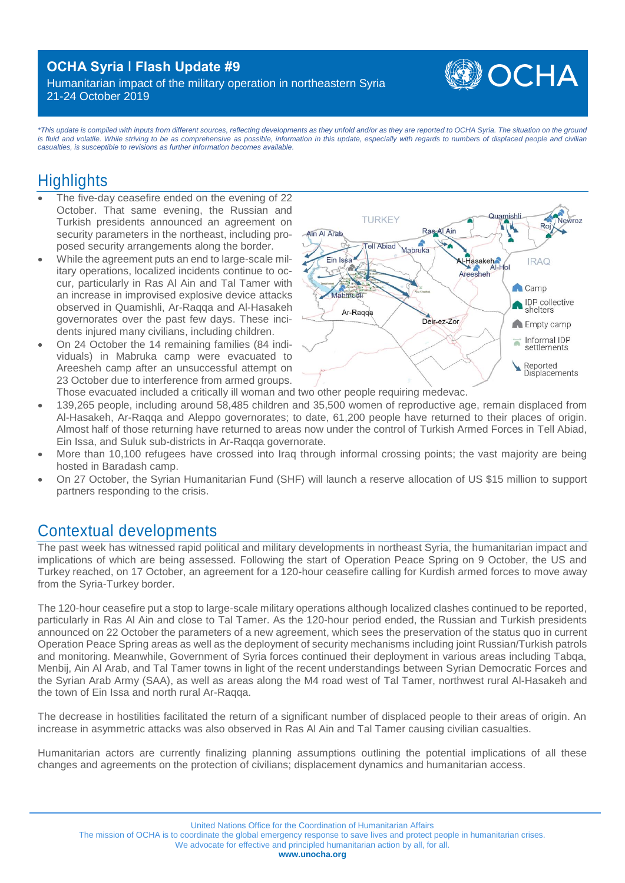# OCHA Syria | Flash Update #9

Humanitarian impact of the military operation in northeastern Syria
21-24 October 2019

*\*This update is compiled with inputs from different sources, reflecting developments as they unfold and/or as they are reported to OCHA Syria. The situation on the ground is fluid and volatile. While striving to be as comprehensive as possible, information in this update, especially with regards to numbers of displaced people and civilian casualties, is susceptible to revisions as further information becomes available.*

## Highlights

- The five-day ceasefire ended on the evening of 22 October. That same evening, the Russian and Turkish presidents announced an agreement on security parameters in the northeast, including proposed security arrangements along the border.
- While the agreement puts an end to large-scale military operations, localized incidents continue to occur, particularly in Ras Al Ain and Tal Tamer with an increase in improvised explosive device attacks observed in Quamishli, Ar-Raqqa and Al-Hasakeh governorates over the past few days. These incidents injured many civilians, including children.
- On 24 October the 14 remaining families (84 individuals) in Mabruka camp were evacuated to Areesheh camp after an unsuccessful attempt on 23 October due to interference from armed groups. Those evacuated included a critically ill woman and two other people requiring medevac.
- 139,265 people, including around 58,485 children and 35,500 women of reproductive age, remain displaced from Al-Hasakeh, Ar-Raqqa and Aleppo governorates; to date, 61,200 people have returned to their places of origin. Almost half of those returning have returned to areas now under the control of Turkish Armed Forces in Tell Abiad, Ein Issa, and Suluk sub-districts in Ar-Raqqa governorate.
- More than 10,100 refugees have crossed into Iraq through informal crossing points; the vast majority are being hosted in Baradash camp.
- On 27 October, the Syrian Humanitarian Fund (SHF) will launch a reserve allocation of US $15 million to support partners responding to the crisis.

## Contextual developments

The past week has witnessed rapid political and military developments in northeast Syria, the humanitarian impact and implications of which are being assessed. Following the start of Operation Peace Spring on 9 October, the US and Turkey reached, on 17 October, an agreement for a 120-hour ceasefire calling for Kurdish armed forces to move away from the Syria-Turkey border.

The 120-hour ceasefire put a stop to large-scale military operations although localized clashes continued to be reported, particularly in Ras Al Ain and close to Tal Tamer. As the 120-hour period ended, the Russian and Turkish presidents announced on 22 October the parameters of a new agreement, which sees the preservation of the status quo in current Operation Peace Spring areas as well as the deployment of security mechanisms including joint Russian/Turkish patrols and monitoring. Meanwhile, Government of Syria forces continued their deployment in various areas including Tabqa, Menbij, Ain Al Arab, and Tal Tamer towns in light of the recent understandings between Syrian Democratic Forces and the Syrian Arab Army (SAA), as well as areas along the M4 road west of Tal Tamer, northwest rural Al-Hasakeh and the town of Ein Issa and north rural Ar-Raqqa.

The decrease in hostilities facilitated the return of a significant number of displaced people to their areas of origin. An increase in asymmetric attacks was also observed in Ras Al Ain and Tal Tamer causing civilian casualties.

Humanitarian actors are currently finalizing planning assumptions outlining the potential implications of all these changes and agreements on the protection of civilians; displacement dynamics and humanitarian access.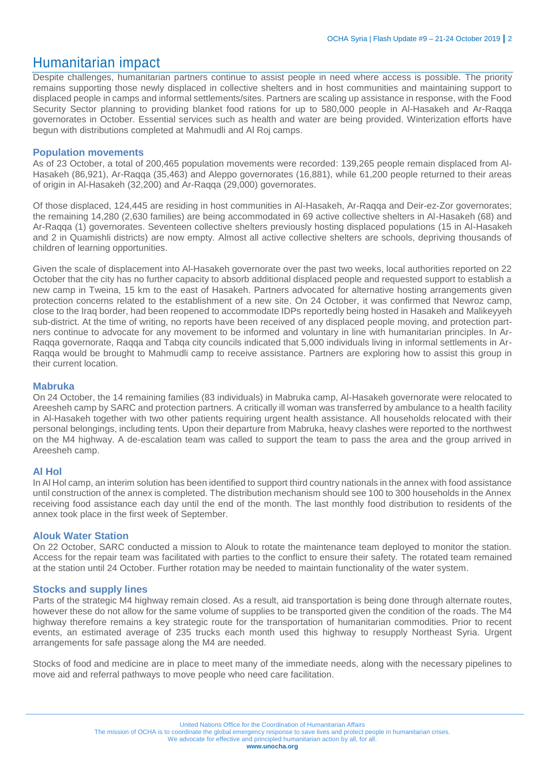# Humanitarian impact

Despite challenges, humanitarian partners continue to assist people in need where access is possible. The priority remains supporting those newly displaced in collective shelters and in host communities and maintaining support to displaced people in camps and informal settlements/sites. Partners are scaling up assistance in response, with the Food Security Sector planning to providing blanket food rations for up to 580,000 people in Al-Hasakeh and Ar-Raqqa governorates in October. Essential services such as health and water are being provided. Winterization efforts have begun with distributions completed at Mahmudli and Al Roj camps.

## Population movements

As of 23 October, a total of 200,465 population movements were recorded: 139,265 people remain displaced from Al-Hasakeh (86,921), Ar-Raqqa (35,463) and Aleppo governorates (16,881), while 61,200 people returned to their areas of origin in Al-Hasakeh (32,200) and Ar-Raqqa (29,000) governorates.

Of those displaced, 124,445 are residing in host communities in Al-Hasakeh, Ar-Raqqa and Deir-ez-Zor governorates; the remaining 14,280 (2,630 families) are being accommodated in 69 active collective shelters in Al-Hasakeh (68) and Ar-Raqqa (1) governorates. Seventeen collective shelters previously hosting displaced populations (15 in Al-Hasakeh and 2 in Quamishli districts) are now empty. Almost all active collective shelters are schools, depriving thousands of children of learning opportunities.

Given the scale of displacement into Al-Hasakeh governorate over the past two weeks, local authorities reported on 22 October that the city has no further capacity to absorb additional displaced people and requested support to establish a new camp in Tweina, 15 km to the east of Hasakeh. Partners advocated for alternative hosting arrangements given protection concerns related to the establishment of a new site. On 24 October, it was confirmed that Newroz camp, close to the Iraq border, had been reopened to accommodate IDPs reportedly being hosted in Hasakeh and Malikeyyeh sub-district. At the time of writing, no reports have been received of any displaced people moving, and protection partners continue to advocate for any movement to be informed and voluntary in line with humanitarian principles. In Ar-Raqqa governorate, Raqqa and Tabqa city councils indicated that 5,000 individuals living in informal settlements in Ar-Raqqa would be brought to Mahmudli camp to receive assistance. Partners are exploring how to assist this group in their current location.

## Mabruka

On 24 October, the 14 remaining families (83 individuals) in Mabruka camp, Al-Hasakeh governorate were relocated to Areesheh camp by SARC and protection partners. A critically ill woman was transferred by ambulance to a health facility in Al-Hasakeh together with two other patients requiring urgent health assistance. All households relocated with their personal belongings, including tents. Upon their departure from Mabruka, heavy clashes were reported to the northwest on the M4 highway. A de-escalation team was called to support the team to pass the area and the group arrived in Areesheh camp.

## Al Hol

In Al Hol camp, an interim solution has been identified to support third country nationals in the annex with food assistance until construction of the annex is completed. The distribution mechanism should see 100 to 300 households in the Annex receiving food assistance each day until the end of the month. The last monthly food distribution to residents of the annex took place in the first week of September.

## Alouk Water Station

On 22 October, SARC conducted a mission to Alouk to rotate the maintenance team deployed to monitor the station. Access for the repair team was facilitated with parties to the conflict to ensure their safety. The rotated team remained at the station until 24 October. Further rotation may be needed to maintain functionality of the water system.

## Stocks and supply lines

Parts of the strategic M4 highway remain closed. As a result, aid transportation is being done through alternate routes, however these do not allow for the same volume of supplies to be transported given the condition of the roads. The M4 highway therefore remains a key strategic route for the transportation of humanitarian commodities. Prior to recent events, an estimated average of 235 trucks each month used this highway to resupply Northeast Syria. Urgent arrangements for safe passage along the M4 are needed.

Stocks of food and medicine are in place to meet many of the immediate needs, along with the necessary pipelines to move aid and referral pathways to move people who need care facilitation.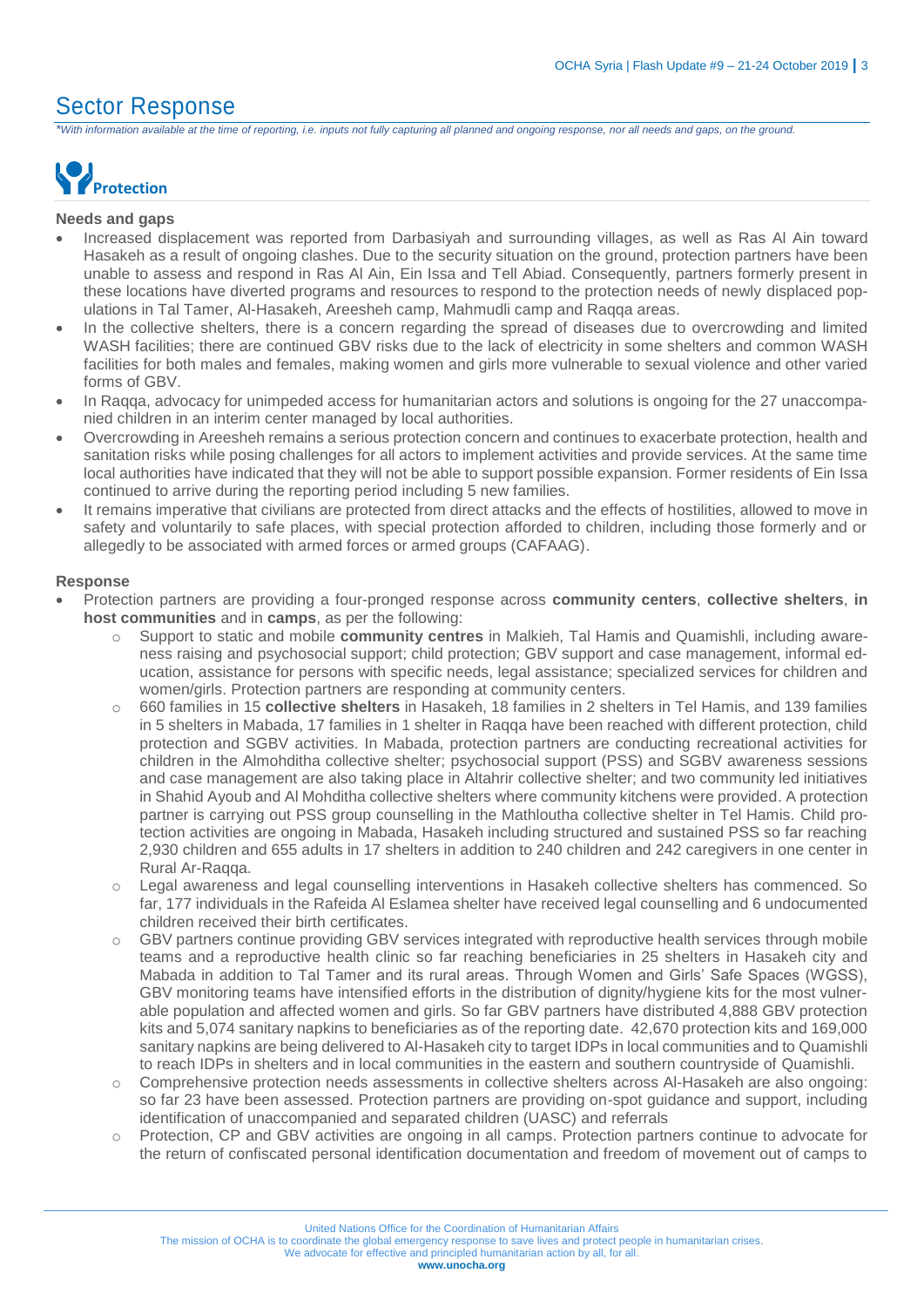# Sector Response

*\*With information available at the time of reporting, i.e. inputs not fully capturing all planned and ongoing response, nor all needs and gaps, on the ground.*

## Protection

**Needs and gaps**

- Increased displacement was reported from Darbasiyah and surrounding villages, as well as Ras Al Ain toward Hasakeh as a result of ongoing clashes. Due to the security situation on the ground, protection partners have been unable to assess and respond in Ras Al Ain, Ein Issa and Tell Abiad. Consequently, partners formerly present in these locations have diverted programs and resources to respond to the protection needs of newly displaced populations in Tal Tamer, Al-Hasakeh, Areesheh camp, Mahmudli camp and Raqqa areas.
- In the collective shelters, there is a concern regarding the spread of diseases due to overcrowding and limited WASH facilities; there are continued GBV risks due to the lack of electricity in some shelters and common WASH facilities for both males and females, making women and girls more vulnerable to sexual violence and other varied forms of GBV.
- In Raqqa, advocacy for unimpeded access for humanitarian actors and solutions is ongoing for the 27 unaccompanied children in an interim center managed by local authorities.
- Overcrowding in Areesheh remains a serious protection concern and continues to exacerbate protection, health and sanitation risks while posing challenges for all actors to implement activities and provide services. At the same time local authorities have indicated that they will not be able to support possible expansion. Former residents of Ein Issa continued to arrive during the reporting period including 5 new families.
- It remains imperative that civilians are protected from direct attacks and the effects of hostilities, allowed to move in safety and voluntarily to safe places, with special protection afforded to children, including those formerly and or allegedly to be associated with armed forces or armed groups (CAFAAG).

**Response**

- Protection partners are providing a four-pronged response across **community centers**, **collective shelters**, **in host communities** and in **camps**, as per the following:
  - Support to static and mobile **community centres** in Malkieh, Tal Hamis and Quamishli, including awareness raising and psychosocial support; child protection; GBV support and case management, informal education, assistance for persons with specific needs, legal assistance; specialized services for children and women/girls. Protection partners are responding at community centers.
  - 660 families in 15 **collective shelters** in Hasakeh, 18 families in 2 shelters in Tel Hamis, and 139 families in 5 shelters in Mabada, 17 families in 1 shelter in Raqqa have been reached with different protection, child protection and SGBV activities. In Mabada, protection partners are conducting recreational activities for children in the Almohditha collective shelter; psychosocial support (PSS) and SGBV awareness sessions and case management are also taking place in Altahrir collective shelter; and two community led initiatives in Shahid Ayoub and Al Mohditha collective shelters where community kitchens were provided. A protection partner is carrying out PSS group counselling in the Mathloutha collective shelter in Tel Hamis. Child protection activities are ongoing in Mabada, Hasakeh including structured and sustained PSS so far reaching 2,930 children and 655 adults in 17 shelters in addition to 240 children and 242 caregivers in one center in Rural Ar-Raqqa.
  - Legal awareness and legal counselling interventions in Hasakeh collective shelters has commenced. So far, 177 individuals in the Rafeida Al Eslamea shelter have received legal counselling and 6 undocumented children received their birth certificates.
  - GBV partners continue providing GBV services integrated with reproductive health services through mobile teams and a reproductive health clinic so far reaching beneficiaries in 25 shelters in Hasakeh city and Mabada in addition to Tal Tamer and its rural areas. Through Women and Girls' Safe Spaces (WGSS), GBV monitoring teams have intensified efforts in the distribution of dignity/hygiene kits for the most vulnerable population and affected women and girls. So far GBV partners have distributed 4,888 GBV protection kits and 5,074 sanitary napkins to beneficiaries as of the reporting date. 42,670 protection kits and 169,000 sanitary napkins are being delivered to Al-Hasakeh city to target IDPs in local communities and to Quamishli to reach IDPs in shelters and in local communities in the eastern and southern countryside of Quamishli.
  - Comprehensive protection needs assessments in collective shelters across Al-Hasakeh are also ongoing: so far 23 have been assessed. Protection partners are providing on-spot guidance and support, including identification of unaccompanied and separated children (UASC) and referrals
  - Protection, CP and GBV activities are ongoing in all camps. Protection partners continue to advocate for the return of confiscated personal identification documentation and freedom of movement out of camps to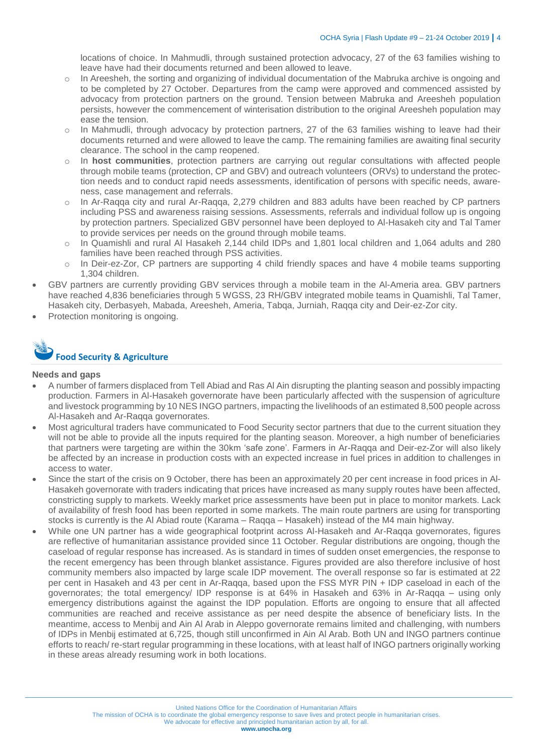locations of choice. In Mahmudli, through sustained protection advocacy, 27 of the 63 families wishing to leave have had their documents returned and been allowed to leave.

  - In Areesheh, the sorting and organizing of individual documentation of the Mabruka archive is ongoing and to be completed by 27 October. Departures from the camp were approved and commenced assisted by advocacy from protection partners on the ground. Tension between Mabruka and Areesheh population persists, however the commencement of winterisation distribution to the original Areesheh population may ease the tension.
  - In Mahmudli, through advocacy by protection partners, 27 of the 63 families wishing to leave had their documents returned and were allowed to leave the camp. The remaining families are awaiting final security clearance. The school in the camp reopened.
  - In **host communities**, protection partners are carrying out regular consultations with affected people through mobile teams (protection, CP and GBV) and outreach volunteers (ORVs) to understand the protection needs and to conduct rapid needs assessments, identification of persons with specific needs, awareness, case management and referrals.
  - In Ar-Raqqa city and rural Ar-Raqqa, 2,279 children and 883 adults have been reached by CP partners including PSS and awareness raising sessions. Assessments, referrals and individual follow up is ongoing by protection partners. Specialized GBV personnel have been deployed to Al-Hasakeh city and Tal Tamer to provide services per needs on the ground through mobile teams.
  - In Quamishli and rural Al Hasakeh 2,144 child IDPs and 1,801 local children and 1,064 adults and 280 families have been reached through PSS activities.
  - In Deir-ez-Zor, CP partners are supporting 4 child friendly spaces and have 4 mobile teams supporting 1,304 children.
- GBV partners are currently providing GBV services through a mobile team in the Al-Ameria area. GBV partners have reached 4,836 beneficiaries through 5 WGSS, 23 RH/GBV integrated mobile teams in Quamishli, Tal Tamer, Hasakeh city, Derbasyeh, Mabada, Areesheh, Ameria, Tabqa, Jurniah, Raqqa city and Deir-ez-Zor city.
- Protection monitoring is ongoing.

## Food Security & Agriculture

**Needs and gaps**

- A number of farmers displaced from Tell Abiad and Ras Al Ain disrupting the planting season and possibly impacting production. Farmers in Al-Hasakeh governorate have been particularly affected with the suspension of agriculture and livestock programming by 10 NES INGO partners, impacting the livelihoods of an estimated 8,500 people across Al-Hasakeh and Ar-Raqqa governorates.
- Most agricultural traders have communicated to Food Security sector partners that due to the current situation they will not be able to provide all the inputs required for the planting season. Moreover, a high number of beneficiaries that partners were targeting are within the 30km 'safe zone'. Farmers in Ar-Raqqa and Deir-ez-Zor will also likely be affected by an increase in production costs with an expected increase in fuel prices in addition to challenges in access to water.
- Since the start of the crisis on 9 October, there has been an approximately 20 per cent increase in food prices in Al-Hasakeh governorate with traders indicating that prices have increased as many supply routes have been affected, constricting supply to markets. Weekly market price assessments have been put in place to monitor markets. Lack of availability of fresh food has been reported in some markets. The main route partners are using for transporting stocks is currently is the Al Abiad route (Karama – Raqqa – Hasakeh) instead of the M4 main highway.
- While one UN partner has a wide geographical footprint across Al-Hasakeh and Ar-Raqqa governorates, figures are reflective of humanitarian assistance provided since 11 October. Regular distributions are ongoing, though the caseload of regular response has increased. As is standard in times of sudden onset emergencies, the response to the recent emergency has been through blanket assistance. Figures provided are also therefore inclusive of host community members also impacted by large scale IDP movement. The overall response so far is estimated at 22 per cent in Hasakeh and 43 per cent in Ar-Raqqa, based upon the FSS MYR PIN + IDP caseload in each of the governorates; the total emergency/ IDP response is at 64% in Hasakeh and 63% in Ar-Raqqa – using only emergency distributions against the against the IDP population. Efforts are ongoing to ensure that all affected communities are reached and receive assistance as per need despite the absence of beneficiary lists. In the meantime, access to Menbij and Ain Al Arab in Aleppo governorate remains limited and challenging, with numbers of IDPs in Menbij estimated at 6,725, though still unconfirmed in Ain Al Arab. Both UN and INGO partners continue efforts to reach/ re-start regular programming in these locations, with at least half of INGO partners originally working in these areas already resuming work in both locations.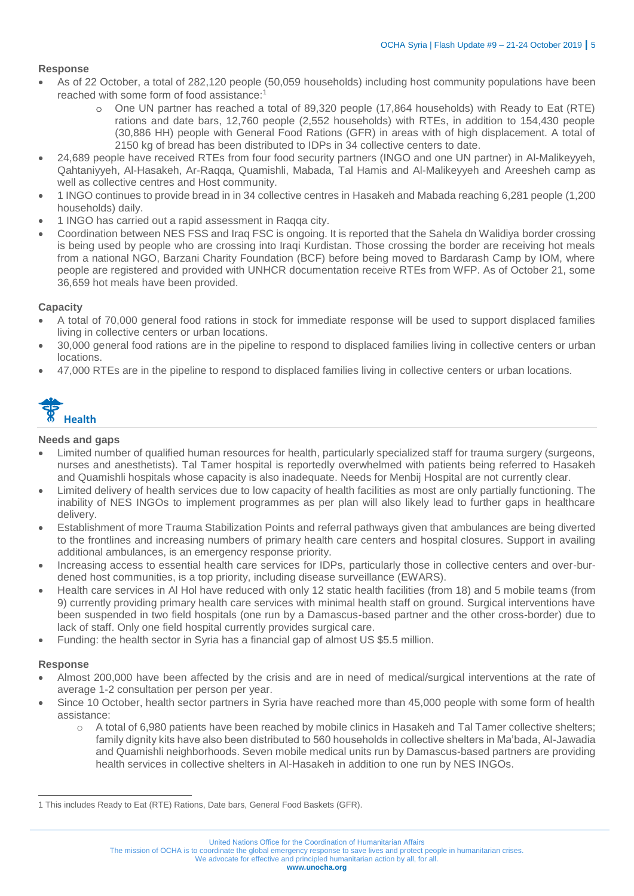**Response**

- As of 22 October, a total of 282,120 people (50,059 households) including host community populations have been reached with some form of food assistance:[1]
    - One UN partner has reached a total of 89,320 people (17,864 households) with Ready to Eat (RTE) rations and date bars, 12,760 people (2,552 households) with RTEs, in addition to 154,430 people (30,886 HH) people with General Food Rations (GFR) in areas with of high displacement. A total of 2150 kg of bread has been distributed to IDPs in 34 collective centers to date.
- 24,689 people have received RTEs from four food security partners (INGO and one UN partner) in Al-Malikeyyeh, Qahtaniyyeh, Al-Hasakeh, Ar-Raqqa, Quamishli, Mabada, Tal Hamis and Al-Malikeyyeh and Areesheh camp as well as collective centres and Host community.
- 1 INGO continues to provide bread in in 34 collective centres in Hasakeh and Mabada reaching 6,281 people (1,200 households) daily.
- 1 INGO has carried out a rapid assessment in Raqqa city.
- Coordination between NES FSS and Iraq FSC is ongoing. It is reported that the Sahela dn Walidiya border crossing is being used by people who are crossing into Iraqi Kurdistan. Those crossing the border are receiving hot meals from a national NGO, Barzani Charity Foundation (BCF) before being moved to Bardarash Camp by IOM, where people are registered and provided with UNHCR documentation receive RTEs from WFP. As of October 21, some 36,659 hot meals have been provided.

**Capacity**

- A total of 70,000 general food rations in stock for immediate response will be used to support displaced families living in collective centers or urban locations.
- 30,000 general food rations are in the pipeline to respond to displaced families living in collective centers or urban locations.
- 47,000 RTEs are in the pipeline to respond to displaced families living in collective centers or urban locations.

## Health

**Needs and gaps**

- Limited number of qualified human resources for health, particularly specialized staff for trauma surgery (surgeons, nurses and anesthetists). Tal Tamer hospital is reportedly overwhelmed with patients being referred to Hasakeh and Quamishli hospitals whose capacity is also inadequate. Needs for Menbij Hospital are not currently clear.
- Limited delivery of health services due to low capacity of health facilities as most are only partially functioning. The inability of NES INGOs to implement programmes as per plan will also likely lead to further gaps in healthcare delivery.
- Establishment of more Trauma Stabilization Points and referral pathways given that ambulances are being diverted to the frontlines and increasing numbers of primary health care centers and hospital closures. Support in availing additional ambulances, is an emergency response priority.
- Increasing access to essential health care services for IDPs, particularly those in collective centers and over-burdened host communities, is a top priority, including disease surveillance (EWARS).
- Health care services in Al Hol have reduced with only 12 static health facilities (from 18) and 5 mobile teams (from 9) currently providing primary health care services with minimal health staff on ground. Surgical interventions have been suspended in two field hospitals (one run by a Damascus-based partner and the other cross-border) due to lack of staff. Only one field hospital currently provides surgical care.
- Funding: the health sector in Syria has a financial gap of almost US $5.5 million.

**Response**

- Almost 200,000 have been affected by the crisis and are in need of medical/surgical interventions at the rate of average 1-2 consultation per person per year.
- Since 10 October, health sector partners in Syria have reached more than 45,000 people with some form of health assistance:
    - A total of 6,980 patients have been reached by mobile clinics in Hasakeh and Tal Tamer collective shelters; family dignity kits have also been distributed to 560 households in collective shelters in Ma'bada, Al-Jawadia and Quamishli neighborhoods. Seven mobile medical units run by Damascus-based partners are providing health services in collective shelters in Al-Hasakeh in addition to one run by NES INGOs.

[1] This includes Ready to Eat (RTE) Rations, Date bars, General Food Baskets (GFR).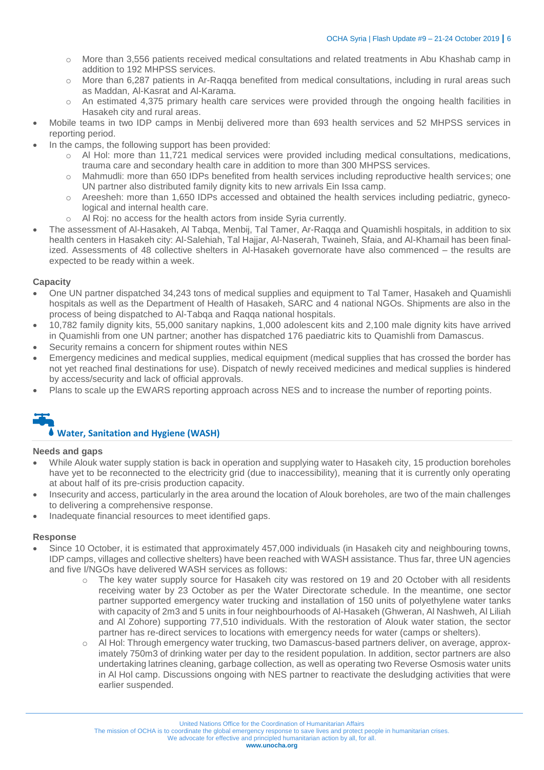- More than 3,556 patients received medical consultations and related treatments in Abu Khashab camp in addition to 192 MHPSS services.
  - More than 6,287 patients in Ar-Raqqa benefited from medical consultations, including in rural areas such as Maddan, Al-Kasrat and Al-Karama.
  - An estimated 4,375 primary health care services were provided through the ongoing health facilities in Hasakeh city and rural areas.
- Mobile teams in two IDP camps in Menbij delivered more than 693 health services and 52 MHPSS services in reporting period.
- In the camps, the following support has been provided:
  - Al Hol: more than 11,721 medical services were provided including medical consultations, medications, trauma care and secondary health care in addition to more than 300 MHPSS services.
  - Mahmudli: more than 650 IDPs benefited from health services including reproductive health services; one UN partner also distributed family dignity kits to new arrivals Ein Issa camp.
  - Areesheh: more than 1,650 IDPs accessed and obtained the health services including pediatric, gynecological and internal health care.
  - Al Roj: no access for the health actors from inside Syria currently.
- The assessment of Al-Hasakeh, Al Tabqa, Menbij, Tal Tamer, Ar-Raqqa and Quamishli hospitals, in addition to six health centers in Hasakeh city: Al-Salehiah, Tal Hajjar, Al-Naserah, Twaineh, Sfaia, and Al-Khamail has been finalized. Assessments of 48 collective shelters in Al-Hasakeh governorate have also commenced – the results are expected to be ready within a week.

#### Capacity

- One UN partner dispatched 34,243 tons of medical supplies and equipment to Tal Tamer, Hasakeh and Quamishli hospitals as well as the Department of Health of Hasakeh, SARC and 4 national NGOs. Shipments are also in the process of being dispatched to Al-Tabqa and Raqqa national hospitals.
- 10,782 family dignity kits, 55,000 sanitary napkins, 1,000 adolescent kits and 2,100 male dignity kits have arrived in Quamishli from one UN partner; another has dispatched 176 paediatric kits to Quamishli from Damascus.
- Security remains a concern for shipment routes within NES
- Emergency medicines and medical supplies, medical equipment (medical supplies that has crossed the border has not yet reached final destinations for use). Dispatch of newly received medicines and medical supplies is hindered by access/security and lack of official approvals.
- Plans to scale up the EWARS reporting approach across NES and to increase the number of reporting points.

## Water, Sanitation and Hygiene (WASH)

#### Needs and gaps

- While Alouk water supply station is back in operation and supplying water to Hasakeh city, 15 production boreholes have yet to be reconnected to the electricity grid (due to inaccessibility), meaning that it is currently only operating at about half of its pre-crisis production capacity.
- Insecurity and access, particularly in the area around the location of Alouk boreholes, are two of the main challenges to delivering a comprehensive response.
- Inadequate financial resources to meet identified gaps.

#### Response

- Since 10 October, it is estimated that approximately 457,000 individuals (in Hasakeh city and neighbouring towns, IDP camps, villages and collective shelters) have been reached with WASH assistance. Thus far, three UN agencies and five I/NGOs have delivered WASH services as follows:
  - The key water supply source for Hasakeh city was restored on 19 and 20 October with all residents receiving water by 23 October as per the Water Directorate schedule. In the meantime, one sector partner supported emergency water trucking and installation of 150 units of polyethylene water tanks with capacity of 2m3 and 5 units in four neighbourhoods of Al-Hasakeh (Ghweran, Al Nashweh, Al Liliah and Al Zohore) supporting 77,510 individuals. With the restoration of Alouk water station, the sector partner has re-direct services to locations with emergency needs for water (camps or shelters).
  - Al Hol: Through emergency water trucking, two Damascus-based partners deliver, on average, approximately 750m3 of drinking water per day to the resident population. In addition, sector partners are also undertaking latrines cleaning, garbage collection, as well as operating two Reverse Osmosis water units in Al Hol camp. Discussions ongoing with NES partner to reactivate the desludging activities that were earlier suspended.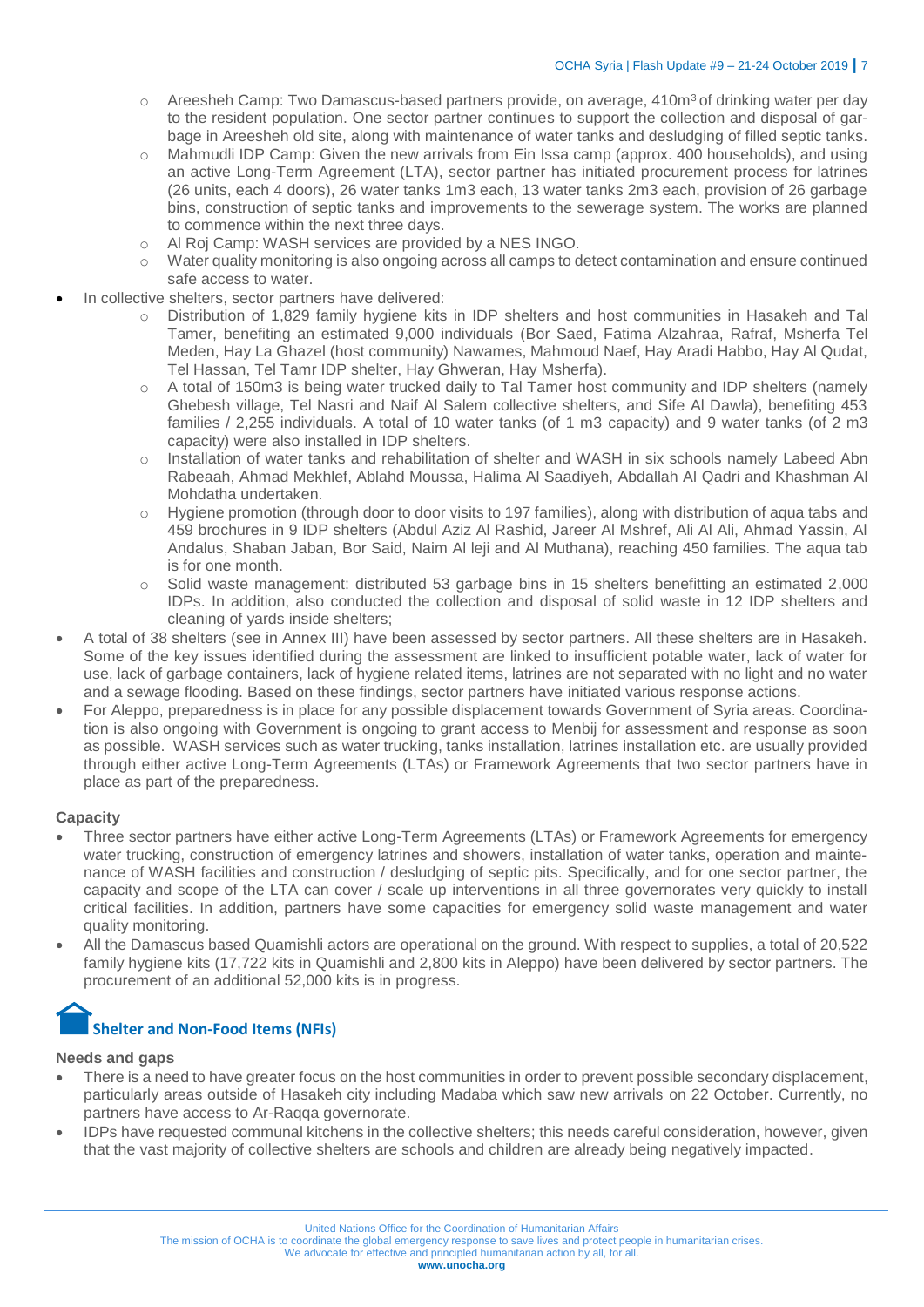- Areesheh Camp: Two Damascus-based partners provide, on average, 410m$^3$ of drinking water per day to the resident population. One sector partner continues to support the collection and disposal of garbage in Areesheh old site, along with maintenance of water tanks and desludging of filled septic tanks.
- Mahmudli IDP Camp: Given the new arrivals from Ein Issa camp (approx. 400 households), and using an active Long-Term Agreement (LTA), sector partner has initiated procurement process for latrines (26 units, each 4 doors), 26 water tanks 1m3 each, 13 water tanks 2m3 each, provision of 26 garbage bins, construction of septic tanks and improvements to the sewerage system. The works are planned to commence within the next three days.
- Al Roj Camp: WASH services are provided by a NES INGO.
- Water quality monitoring is also ongoing across all camps to detect contamination and ensure continued safe access to water.

- In collective shelters, sector partners have delivered:
  - Distribution of 1,829 family hygiene kits in IDP shelters and host communities in Hasakeh and Tal Tamer, benefiting an estimated 9,000 individuals (Bor Saed, Fatima Alzahraa, Rafraf, Msherfa Tel Meden, Hay La Ghazel (host community) Nawames, Mahmoud Naef, Hay Aradi Habbo, Hay Al Qudat, Tel Hassan, Tel Tamr IDP shelter, Hay Ghweran, Hay Msherfa).
  - A total of 150m3 is being water trucked daily to Tal Tamer host community and IDP shelters (namely Ghebesh village, Tel Nasri and Naif Al Salem collective shelters, and Sife Al Dawla), benefiting 453 families / 2,255 individuals. A total of 10 water tanks (of 1 m3 capacity) and 9 water tanks (of 2 m3 capacity) were also installed in IDP shelters.
  - Installation of water tanks and rehabilitation of shelter and WASH in six schools namely Labeed Abn Rabeaah, Ahmad Mekhlef, Ablahd Moussa, Halima Al Saadiyeh, Abdallah Al Qadri and Khashman Al Mohdatha undertaken.
  - Hygiene promotion (through door to door visits to 197 families), along with distribution of aqua tabs and 459 brochures in 9 IDP shelters (Abdul Aziz Al Rashid, Jareer Al Mshref, Ali Al Ali, Ahmad Yassin, Al Andalus, Shaban Jaban, Bor Said, Naim Al leji and Al Muthana), reaching 450 families. The aqua tab is for one month.
  - Solid waste management: distributed 53 garbage bins in 15 shelters benefitting an estimated 2,000 IDPs. In addition, also conducted the collection and disposal of solid waste in 12 IDP shelters and cleaning of yards inside shelters;
- A total of 38 shelters (see in Annex III) have been assessed by sector partners. All these shelters are in Hasakeh. Some of the key issues identified during the assessment are linked to insufficient potable water, lack of water for use, lack of garbage containers, lack of hygiene related items, latrines are not separated with no light and no water and a sewage flooding. Based on these findings, sector partners have initiated various response actions.
- For Aleppo, preparedness is in place for any possible displacement towards Government of Syria areas. Coordination is also ongoing with Government is ongoing to grant access to Menbij for assessment and response as soon as possible. WASH services such as water trucking, tanks installation, latrines installation etc. are usually provided through either active Long-Term Agreements (LTAs) or Framework Agreements that two sector partners have in place as part of the preparedness.

#### Capacity

- Three sector partners have either active Long-Term Agreements (LTAs) or Framework Agreements for emergency water trucking, construction of emergency latrines and showers, installation of water tanks, operation and maintenance of WASH facilities and construction / desludging of septic pits. Specifically, and for one sector partner, the capacity and scope of the LTA can cover / scale up interventions in all three governorates very quickly to install critical facilities. In addition, partners have some capacities for emergency solid waste management and water quality monitoring.
- All the Damascus based Quamishli actors are operational on the ground. With respect to supplies, a total of 20,522 family hygiene kits (17,722 kits in Quamishli and 2,800 kits in Aleppo) have been delivered by sector partners. The procurement of an additional 52,000 kits is in progress.

### Shelter and Non-Food Items (NFIs)

#### Needs and gaps

- There is a need to have greater focus on the host communities in order to prevent possible secondary displacement, particularly areas outside of Hasakeh city including Madaba which saw new arrivals on 22 October. Currently, no partners have access to Ar-Raqqa governorate.
- IDPs have requested communal kitchens in the collective shelters; this needs careful consideration, however, given that the vast majority of collective shelters are schools and children are already being negatively impacted.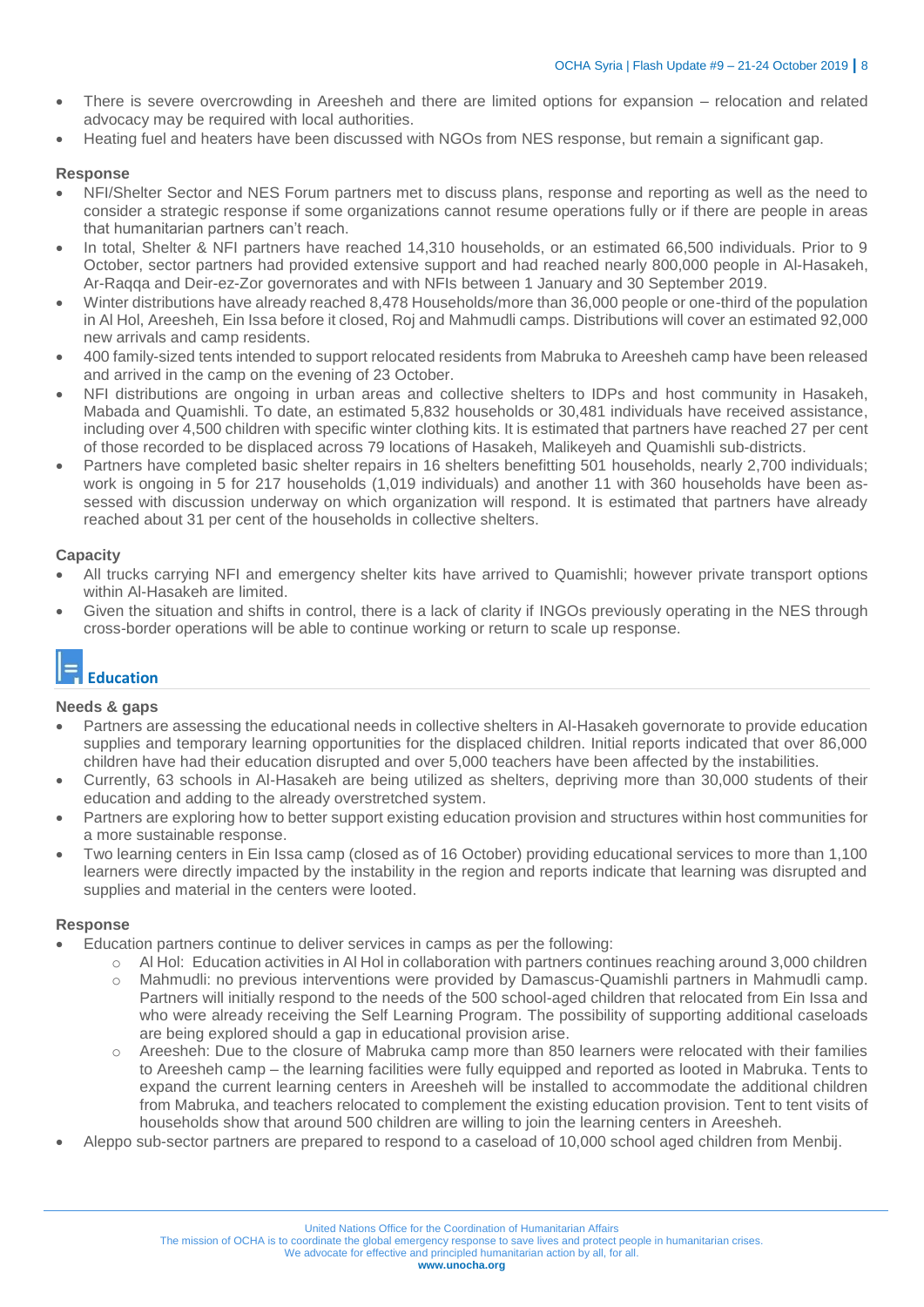- There is severe overcrowding in Areesheh and there are limited options for expansion – relocation and related advocacy may be required with local authorities.
- Heating fuel and heaters have been discussed with NGOs from NES response, but remain a significant gap.

**Response**

- NFI/Shelter Sector and NES Forum partners met to discuss plans, response and reporting as well as the need to consider a strategic response if some organizations cannot resume operations fully or if there are people in areas that humanitarian partners can't reach.
- In total, Shelter & NFI partners have reached 14,310 households, or an estimated 66,500 individuals. Prior to 9 October, sector partners had provided extensive support and had reached nearly 800,000 people in Al-Hasakeh, Ar-Raqqa and Deir-ez-Zor governorates and with NFIs between 1 January and 30 September 2019.
- Winter distributions have already reached 8,478 Households/more than 36,000 people or one-third of the population in Al Hol, Areesheh, Ein Issa before it closed, Roj and Mahmudli camps. Distributions will cover an estimated 92,000 new arrivals and camp residents.
- 400 family-sized tents intended to support relocated residents from Mabruka to Areesheh camp have been released and arrived in the camp on the evening of 23 October.
- NFI distributions are ongoing in urban areas and collective shelters to IDPs and host community in Hasakeh, Mabada and Quamishli. To date, an estimated 5,832 households or 30,481 individuals have received assistance, including over 4,500 children with specific winter clothing kits. It is estimated that partners have reached 27 per cent of those recorded to be displaced across 79 locations of Hasakeh, Malikeyeh and Quamishli sub-districts.
- Partners have completed basic shelter repairs in 16 shelters benefitting 501 households, nearly 2,700 individuals; work is ongoing in 5 for 217 households (1,019 individuals) and another 11 with 360 households have been assessed with discussion underway on which organization will respond. It is estimated that partners have already reached about 31 per cent of the households in collective shelters.

**Capacity**

- All trucks carrying NFI and emergency shelter kits have arrived to Quamishli; however private transport options within Al-Hasakeh are limited.
- Given the situation and shifts in control, there is a lack of clarity if INGOs previously operating in the NES through cross-border operations will be able to continue working or return to scale up response.

## Education

**Needs & gaps**

- Partners are assessing the educational needs in collective shelters in Al-Hasakeh governorate to provide education supplies and temporary learning opportunities for the displaced children. Initial reports indicated that over 86,000 children have had their education disrupted and over 5,000 teachers have been affected by the instabilities.
- Currently, 63 schools in Al-Hasakeh are being utilized as shelters, depriving more than 30,000 students of their education and adding to the already overstretched system.
- Partners are exploring how to better support existing education provision and structures within host communities for a more sustainable response.
- Two learning centers in Ein Issa camp (closed as of 16 October) providing educational services to more than 1,100 learners were directly impacted by the instability in the region and reports indicate that learning was disrupted and supplies and material in the centers were looted.

**Response**

- Education partners continue to deliver services in camps as per the following:
  - Al Hol: Education activities in Al Hol in collaboration with partners continues reaching around 3,000 children
  - Mahmudli: no previous interventions were provided by Damascus-Quamishli partners in Mahmudli camp. Partners will initially respond to the needs of the 500 school-aged children that relocated from Ein Issa and who were already receiving the Self Learning Program. The possibility of supporting additional caseloads are being explored should a gap in educational provision arise.
  - Areesheh: Due to the closure of Mabruka camp more than 850 learners were relocated with their families to Areesheh camp – the learning facilities were fully equipped and reported as looted in Mabruka. Tents to expand the current learning centers in Areesheh will be installed to accommodate the additional children from Mabruka, and teachers relocated to complement the existing education provision. Tent to tent visits of households show that around 500 children are willing to join the learning centers in Areesheh.
- Aleppo sub-sector partners are prepared to respond to a caseload of 10,000 school aged children from Menbij.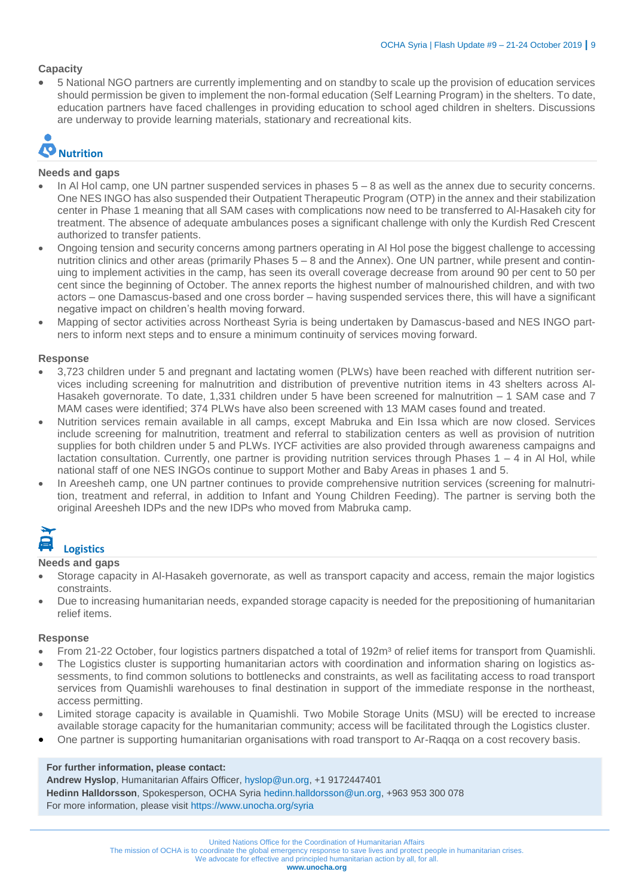### Capacity

- 5 National NGO partners are currently implementing and on standby to scale up the provision of education services should permission be given to implement the non-formal education (Self Learning Program) in the shelters. To date, education partners have faced challenges in providing education to school aged children in shelters. Discussions are underway to provide learning materials, stationary and recreational kits.

## Nutrition

### Needs and gaps

- In Al Hol camp, one UN partner suspended services in phases 5 – 8 as well as the annex due to security concerns. One NES INGO has also suspended their Outpatient Therapeutic Program (OTP) in the annex and their stabilization center in Phase 1 meaning that all SAM cases with complications now need to be transferred to Al-Hasakeh city for treatment. The absence of adequate ambulances poses a significant challenge with only the Kurdish Red Crescent authorized to transfer patients.
- Ongoing tension and security concerns among partners operating in Al Hol pose the biggest challenge to accessing nutrition clinics and other areas (primarily Phases 5 – 8 and the Annex). One UN partner, while present and continuing to implement activities in the camp, has seen its overall coverage decrease from around 90 per cent to 50 per cent since the beginning of October. The annex reports the highest number of malnourished children, and with two actors – one Damascus-based and one cross border – having suspended services there, this will have a significant negative impact on children's health moving forward.
- Mapping of sector activities across Northeast Syria is being undertaken by Damascus-based and NES INGO partners to inform next steps and to ensure a minimum continuity of services moving forward.

### Response

- 3,723 children under 5 and pregnant and lactating women (PLWs) have been reached with different nutrition services including screening for malnutrition and distribution of preventive nutrition items in 43 shelters across Al-Hasakeh governorate. To date, 1,331 children under 5 have been screened for malnutrition – 1 SAM case and 7 MAM cases were identified; 374 PLWs have also been screened with 13 MAM cases found and treated.
- Nutrition services remain available in all camps, except Mabruka and Ein Issa which are now closed. Services include screening for malnutrition, treatment and referral to stabilization centers as well as provision of nutrition supplies for both children under 5 and PLWs. IYCF activities are also provided through awareness campaigns and lactation consultation. Currently, one partner is providing nutrition services through Phases 1 – 4 in Al Hol, while national staff of one NES INGOs continue to support Mother and Baby Areas in phases 1 and 5.
- In Areesheh camp, one UN partner continues to provide comprehensive nutrition services (screening for malnutrition, treatment and referral, in addition to Infant and Young Children Feeding). The partner is serving both the original Areesheh IDPs and the new IDPs who moved from Mabruka camp.

## Logistics

### Needs and gaps

- Storage capacity in Al-Hasakeh governorate, as well as transport capacity and access, remain the major logistics constraints.
- Due to increasing humanitarian needs, expanded storage capacity is needed for the prepositioning of humanitarian relief items.

### Response

- From 21-22 October, four logistics partners dispatched a total of 192m³ of relief items for transport from Quamishli.
- The Logistics cluster is supporting humanitarian actors with coordination and information sharing on logistics assessments, to find common solutions to bottlenecks and constraints, as well as facilitating access to road transport services from Quamishli warehouses to final destination in support of the immediate response in the northeast, access permitting.
- Limited storage capacity is available in Quamishli. Two Mobile Storage Units (MSU) will be erected to increase available storage capacity for the humanitarian community; access will be facilitated through the Logistics cluster.
- One partner is supporting humanitarian organisations with road transport to Ar-Raqqa on a cost recovery basis.

**For further information, please contact:**
**Andrew Hyslop**, Humanitarian Affairs Officer, hyslop@un.org, +1 9172447401
**Hedinn Halldorsson**, Spokesperson, OCHA Syria hedinn.halldorsson@un.org, +963 953 300 078
For more information, please visit https://www.unocha.org/syria

United Nations Office for the Coordination of Humanitarian Affairs
The mission of OCHA is to coordinate the global emergency response to save lives and protect people in humanitarian crises.
We advocate for effective and principled humanitarian action by all, for all.
**www.unocha.org**